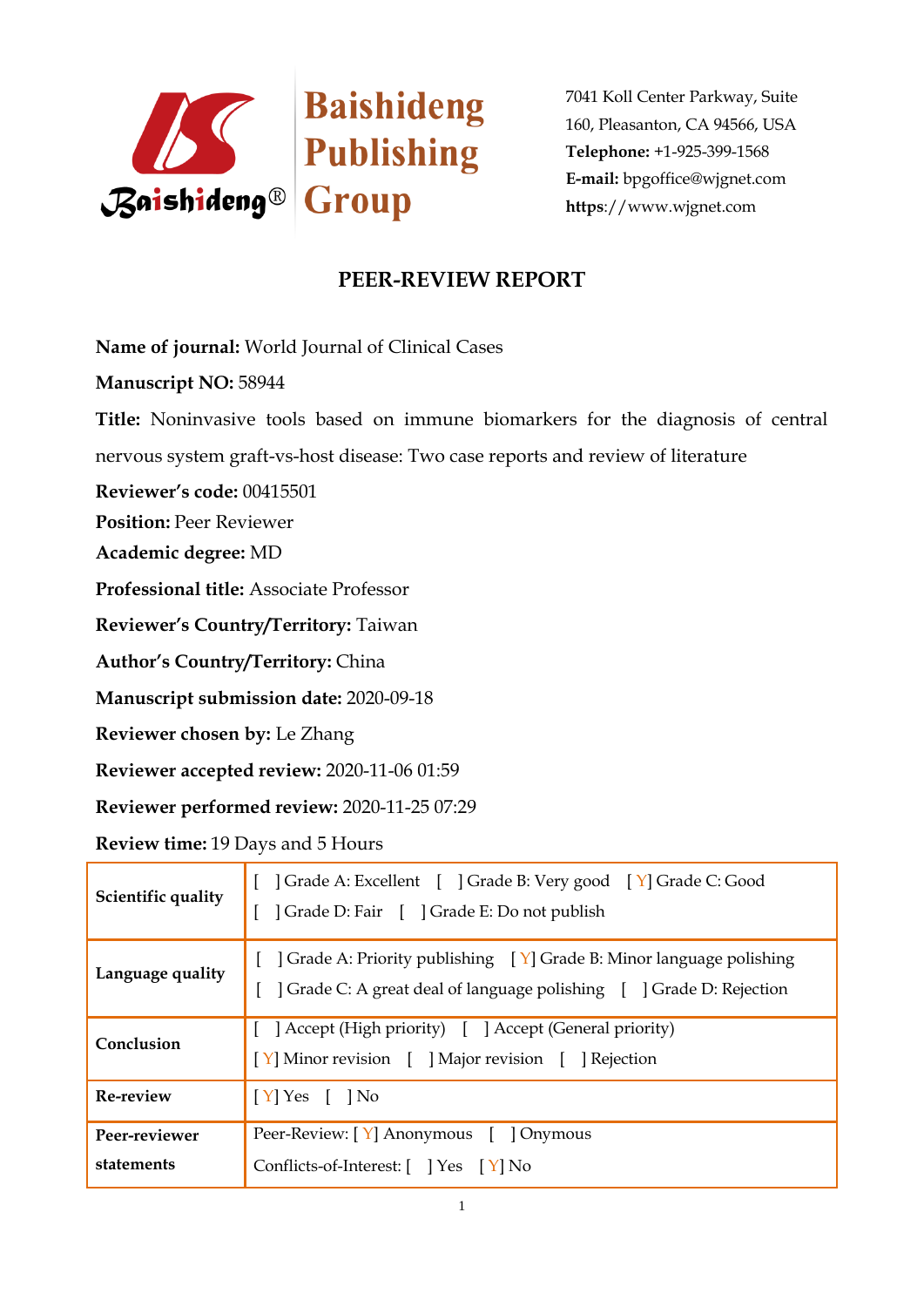Baishideng Publishing Group

7041 Koll Center Parkway, Suite 160, Pleasanton, CA 94566, USA
**Telephone:** +1-925-399-1568
**E-mail:** bpgoffice@wjgnet.com
**https**://www.wjgnet.com

# PEER-REVIEW REPORT

**Name of journal:** World Journal of Clinical Cases

**Manuscript NO:** 58944

**Title:** Noninvasive tools based on immune biomarkers for the diagnosis of central nervous system graft-vs-host disease: Two case reports and review of literature

**Reviewer's code:** 00415501

**Position:** Peer Reviewer

**Academic degree:** MD

**Professional title:** Associate Professor

**Reviewer's Country/Territory:** Taiwan

**Author's Country/Territory:** China

**Manuscript submission date:** 2020-09-18

**Reviewer chosen by:** Le Zhang

**Reviewer accepted review:** 2020-11-06 01:59

**Reviewer performed review:** 2020-11-25 07:29

**Review time:** 19 Days and 5 Hours

| | |
|---|---|
| **Scientific quality** | [ ] Grade A: Excellent [ ] Grade B: Very good [ Y] Grade C: Good<br>[ ] Grade D: Fair [ ] Grade E: Do not publish |
| **Language quality** | [ ] Grade A: Priority publishing [ Y] Grade B: Minor language polishing<br>[ ] Grade C: A great deal of language polishing [ ] Grade D: Rejection |
| **Conclusion** | [ ] Accept (High priority) [ ] Accept (General priority)<br>[ Y] Minor revision [ ] Major revision [ ] Rejection |
| **Re-review** | [ Y] Yes [ ] No |
| **Peer-reviewer statements** | Peer-Review: [ Y] Anonymous [ ] Onymous<br>Conflicts-of-Interest: [ ] Yes [ Y] No |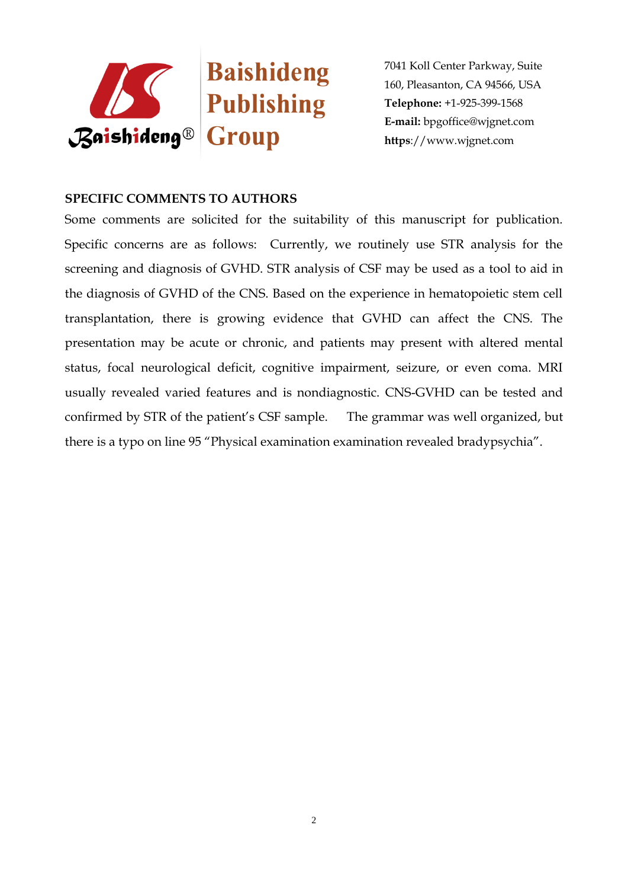**SPECIFIC COMMENTS TO AUTHORS**

Some comments are solicited for the suitability of this manuscript for publication. Specific concerns are as follows: Currently, we routinely use STR analysis for the screening and diagnosis of GVHD. STR analysis of CSF may be used as a tool to aid in the diagnosis of GVHD of the CNS. Based on the experience in hematopoietic stem cell transplantation, there is growing evidence that GVHD can affect the CNS. The presentation may be acute or chronic, and patients may present with altered mental status, focal neurological deficit, cognitive impairment, seizure, or even coma. MRI usually revealed varied features and is nondiagnostic. CNS-GVHD can be tested and confirmed by STR of the patient's CSF sample. The grammar was well organized, but there is a typo on line 95 "Physical examination examination revealed bradypsychia".